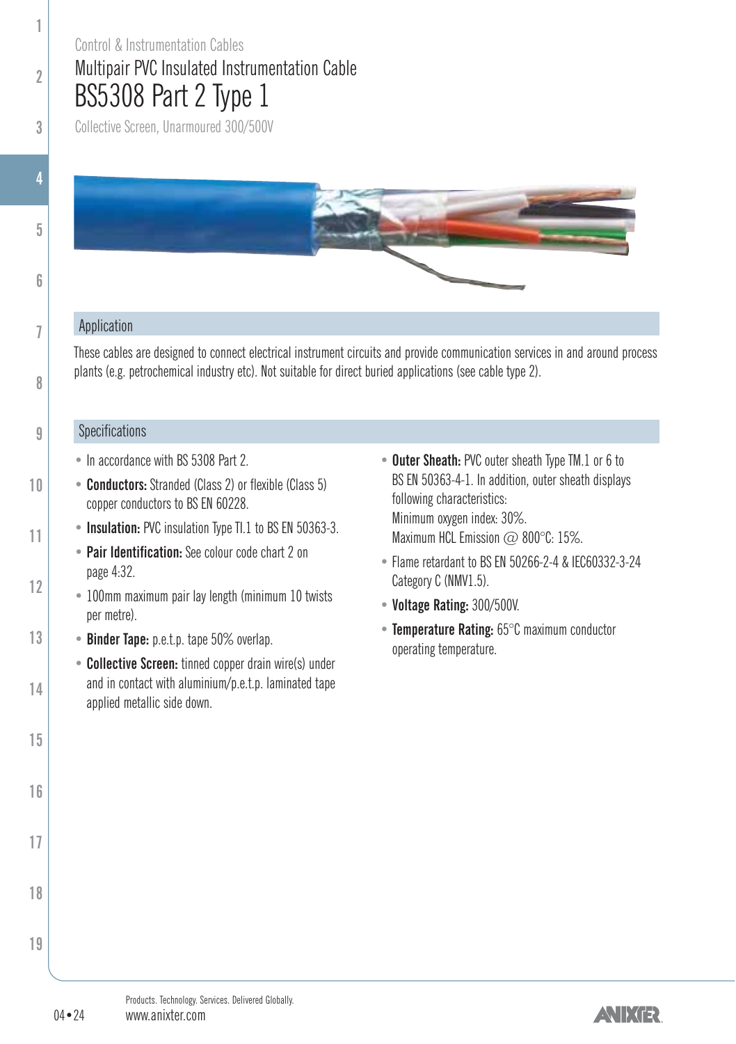Control & Instrumentation Cables

# Multipair PVC Insulated Instrumentation Cable

# BS5308 Part 2 Type 1

Collective Screen, Unarmoured 300/500V

## Application

These cables are designed to connect electrical instrument circuits and provide communication services in and around process plants (e.g. petrochemical industry etc). Not suitable for direct buried applications (see cable type 2).

## Specifications

- In accordance with BS 5308 Part 2.
- **Conductors:** Stranded (Class 2) or flexible (Class 5) copper conductors to BS EN 60228.
- **Insulation:** PVC insulation Type TI.1 to BS EN 50363-3.
- **Pair Identification:** See colour code chart 2 on page 4:32.
- 100mm maximum pair lay length (minimum 10 twists per metre).
- **Binder Tape:** p.e.t.p. tape 50% overlap.
- **Collective Screen:** tinned copper drain wire(s) under and in contact with aluminium/p.e.t.p. laminated tape applied metallic side down.
- **Outer Sheath:** PVC outer sheath Type TM.1 or 6 to BS EN 50363-4-1. In addition, outer sheath displays following characteristics:
  Minimum oxygen index: 30%.
  Maximum HCL Emission @ 800°C: 15%.
- Flame retardant to BS EN 50266-2-4 & IEC60332-3-24 Category C (NMV1.5).
- **Voltage Rating:** 300/500V.
- **Temperature Rating:** 65°C maximum conductor operating temperature.

Products. Technology. Services. Delivered Globally.
www.anixter.com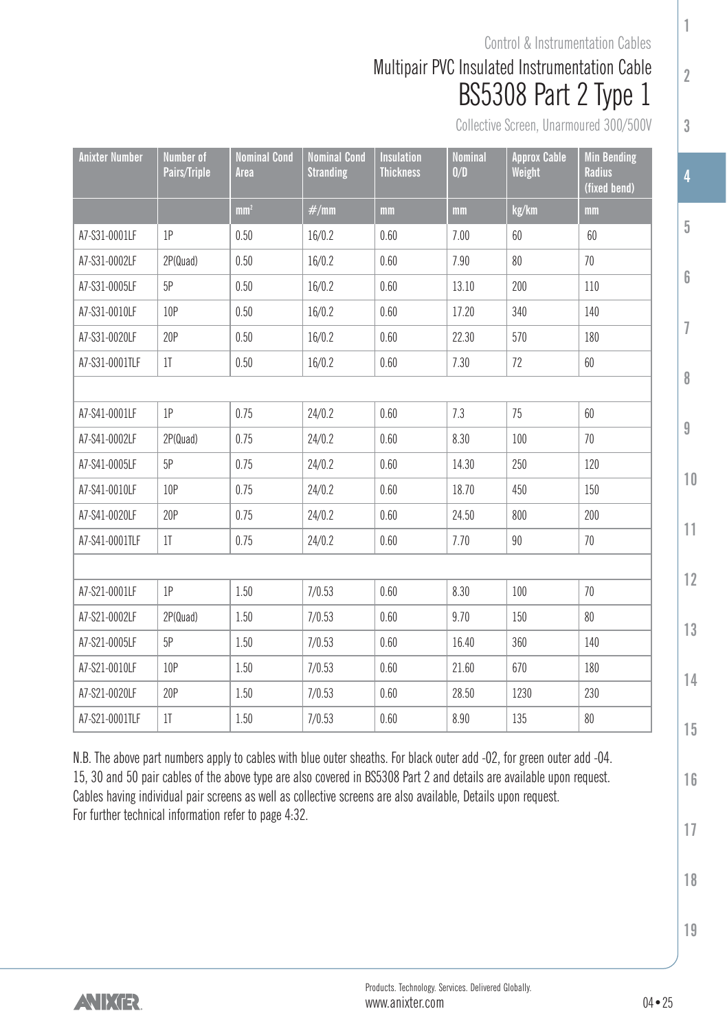Control & Instrumentation Cables

# Multipair PVC Insulated Instrumentation Cable

# BS5308 Part 2 Type 1

Collective Screen, Unarmoured 300/500V

| Anixter Number | Number of Pairs/Triple | Nominal Cond Area | Nominal Cond Stranding | Insulation Thickness | Nominal O/D | Approx Cable Weight | Min Bending Radius (fixed bend) |
|---|---|---|---|---|---|---|---|
| | | $mm^2$ | #/mm | mm | mm | kg/km | mm |
| A7-S31-0001LF | 1P | 0.50 | 16/0.2 | 0.60 | 7.00 | 60 | 60 |
| A7-S31-0002LF | 2P(Quad) | 0.50 | 16/0.2 | 0.60 | 7.90 | 80 | 70 |
| A7-S31-0005LF | 5P | 0.50 | 16/0.2 | 0.60 | 13.10 | 200 | 110 |
| A7-S31-0010LF | 10P | 0.50 | 16/0.2 | 0.60 | 17.20 | 340 | 140 |
| A7-S31-0020LF | 20P | 0.50 | 16/0.2 | 0.60 | 22.30 | 570 | 180 |
| A7-S31-0001TLF | 1T | 0.50 | 16/0.2 | 0.60 | 7.30 | 72 | 60 |
| | | | | | | | |
| A7-S41-0001LF | 1P | 0.75 | 24/0.2 | 0.60 | 7.3 | 75 | 60 |
| A7-S41-0002LF | 2P(Quad) | 0.75 | 24/0.2 | 0.60 | 8.30 | 100 | 70 |
| A7-S41-0005LF | 5P | 0.75 | 24/0.2 | 0.60 | 14.30 | 250 | 120 |
| A7-S41-0010LF | 10P | 0.75 | 24/0.2 | 0.60 | 18.70 | 450 | 150 |
| A7-S41-0020LF | 20P | 0.75 | 24/0.2 | 0.60 | 24.50 | 800 | 200 |
| A7-S41-0001TLF | 1T | 0.75 | 24/0.2 | 0.60 | 7.70 | 90 | 70 |
| | | | | | | | |
| A7-S21-0001LF | 1P | 1.50 | 7/0.53 | 0.60 | 8.30 | 100 | 70 |
| A7-S21-0002LF | 2P(Quad) | 1.50 | 7/0.53 | 0.60 | 9.70 | 150 | 80 |
| A7-S21-0005LF | 5P | 1.50 | 7/0.53 | 0.60 | 16.40 | 360 | 140 |
| A7-S21-0010LF | 10P | 1.50 | 7/0.53 | 0.60 | 21.60 | 670 | 180 |
| A7-S21-0020LF | 20P | 1.50 | 7/0.53 | 0.60 | 28.50 | 1230 | 230 |
| A7-S21-0001TLF | 1T | 1.50 | 7/0.53 | 0.60 | 8.90 | 135 | 80 |

N.B. The above part numbers apply to cables with blue outer sheaths. For black outer add -02, for green outer add -04.
15, 30 and 50 pair cables of the above type are also covered in BS5308 Part 2 and details are available upon request.
Cables having individual pair screens as well as collective screens are also available, Details upon request.
For further technical information refer to page 4:32.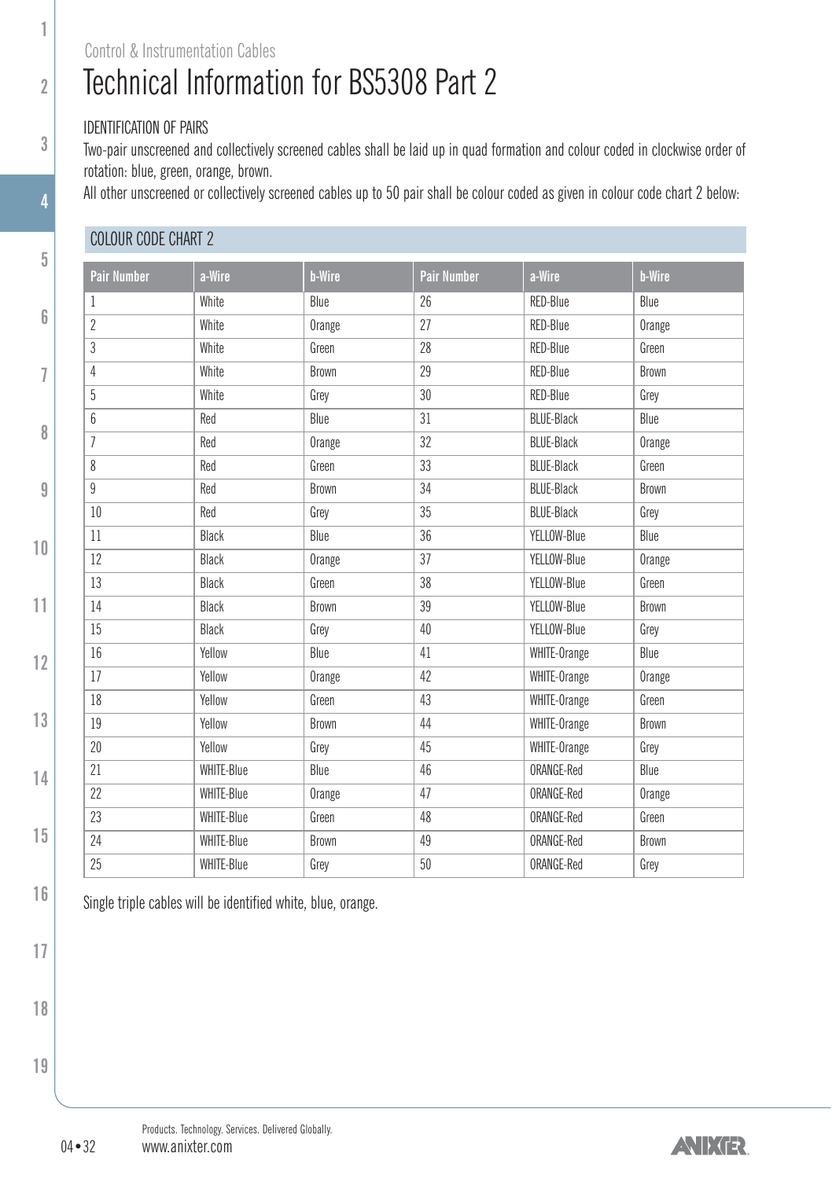Control & Instrumentation Cables

# Technical Information for BS5308 Part 2

IDENTIFICATION OF PAIRS

Two-pair unscreened and collectively screened cables shall be laid up in quad formation and colour coded in clockwise order of rotation: blue, green, orange, brown.

All other unscreened or collectively screened cables up to 50 pair shall be colour coded as given in colour code chart 2 below:

## COLOUR CODE CHART 2

| Pair Number | a-Wire | b-Wire | Pair Number | a-Wire | b-Wire |
|---|---|---|---|---|---|
| 1 | White | Blue | 26 | RED-Blue | Blue |
| 2 | White | Orange | 27 | RED-Blue | Orange |
| 3 | White | Green | 28 | RED-Blue | Green |
| 4 | White | Brown | 29 | RED-Blue | Brown |
| 5 | White | Grey | 30 | RED-Blue | Grey |
| 6 | Red | Blue | 31 | BLUE-Black | Blue |
| 7 | Red | Orange | 32 | BLUE-Black | Orange |
| 8 | Red | Green | 33 | BLUE-Black | Green |
| 9 | Red | Brown | 34 | BLUE-Black | Brown |
| 10 | Red | Grey | 35 | BLUE-Black | Grey |
| 11 | Black | Blue | 36 | YELLOW-Blue | Blue |
| 12 | Black | Orange | 37 | YELLOW-Blue | Orange |
| 13 | Black | Green | 38 | YELLOW-Blue | Green |
| 14 | Black | Brown | 39 | YELLOW-Blue | Brown |
| 15 | Black | Grey | 40 | YELLOW-Blue | Grey |
| 16 | Yellow | Blue | 41 | WHITE-Orange | Blue |
| 17 | Yellow | Orange | 42 | WHITE-Orange | Orange |
| 18 | Yellow | Green | 43 | WHITE-Orange | Green |
| 19 | Yellow | Brown | 44 | WHITE-Orange | Brown |
| 20 | Yellow | Grey | 45 | WHITE-Orange | Grey |
| 21 | WHITE-Blue | Blue | 46 | ORANGE-Red | Blue |
| 22 | WHITE-Blue | Orange | 47 | ORANGE-Red | Orange |
| 23 | WHITE-Blue | Green | 48 | ORANGE-Red | Green |
| 24 | WHITE-Blue | Brown | 49 | ORANGE-Red | Brown |
| 25 | WHITE-Blue | Grey | 50 | ORANGE-Red | Grey |

Single triple cables will be identified white, blue, orange.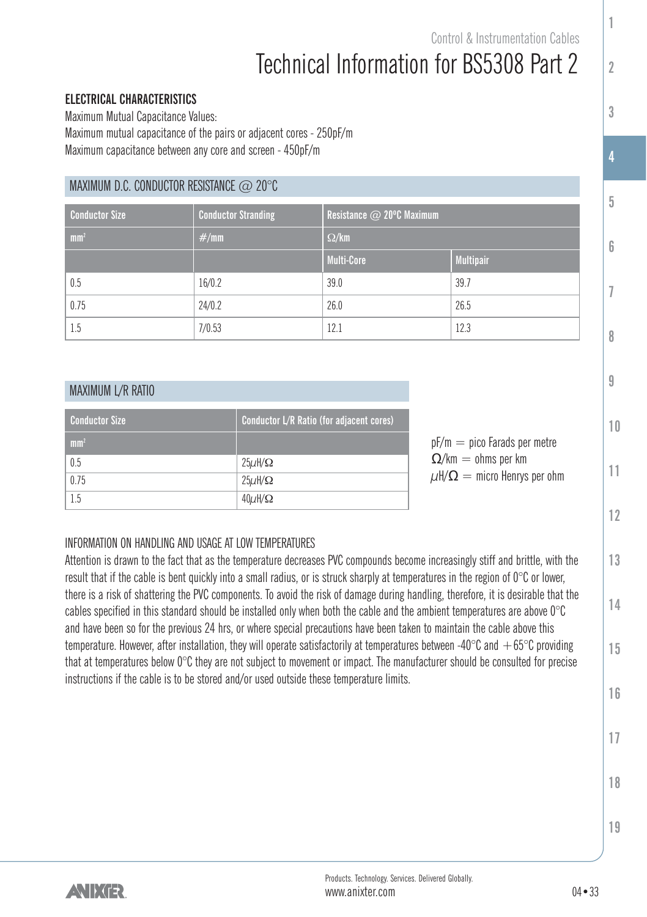Control & Instrumentation Cables

# Technical Information for BS5308 Part 2

**ELECTRICAL CHARACTERISTICS**

Maximum Mutual Capacitance Values:
Maximum mutual capacitance of the pairs or adjacent cores - 250pF/m
Maximum capacitance between any core and screen - 450pF/m

## MAXIMUM D.C. CONDUCTOR RESISTANCE @ 20°C

| Conductor Size | Conductor Stranding | Resistance @ 20ºC Maximum | |
|---|---|---|---|
| $mm^2$ | #/mm | Ω/km | |
| | | Multi-Core | Multipair |
| 0.5 | 16/0.2 | 39.0 | 39.7 |
| 0.75 | 24/0.2 | 26.0 | 26.5 |
| 1.5 | 7/0.53 | 12.1 | 12.3 |

## MAXIMUM L/R RATIO

| Conductor Size | Conductor L/R Ratio (for adjacent cores) |
|---|---|
| $mm^2$ | |
| 0.5 | 25μH/Ω |
| 0.75 | 25μH/Ω |
| 1.5 | 40μH/Ω |

pF/m = pico Farads per metre
Ω/km = ohms per km
μH/Ω = micro Henrys per ohm

INFORMATION ON HANDLING AND USAGE AT LOW TEMPERATURES

Attention is drawn to the fact that as the temperature decreases PVC compounds become increasingly stiff and brittle, with the result that if the cable is bent quickly into a small radius, or is struck sharply at temperatures in the region of 0°C or lower, there is a risk of shattering the PVC components. To avoid the risk of damage during handling, therefore, it is desirable that the cables specified in this standard should be installed only when both the cable and the ambient temperatures are above 0°C and have been so for the previous 24 hrs, or where special precautions have been taken to maintain the cable above this temperature. However, after installation, they will operate satisfactorily at temperatures between -40°C and +65°C providing that at temperatures below 0°C they are not subject to movement or impact. The manufacturer should be consulted for precise instructions if the cable is to be stored and/or used outside these temperature limits.